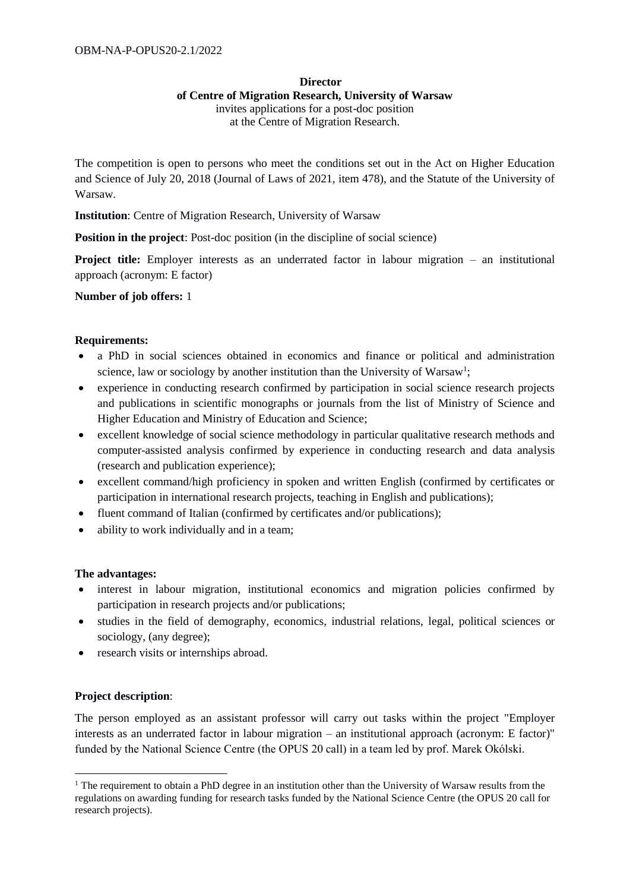OBM-NA-P-OPUS20-2.1/2022

**Director**
**of Centre of Migration Research, University of Warsaw**
invites applications for a post-doc position
at the Centre of Migration Research.

The competition is open to persons who meet the conditions set out in the Act on Higher Education and Science of July 20, 2018 (Journal of Laws of 2021, item 478), and the Statute of the University of Warsaw.

**Institution**: Centre of Migration Research, University of Warsaw

**Position in the project**: Post-doc position (in the discipline of social science)

**Project title:** Employer interests as an underrated factor in labour migration – an institutional approach (acronym: E factor)

**Number of job offers:** 1

**Requirements:**

- a PhD in social sciences obtained in economics and finance or political and administration science, law or sociology by another institution than the University of Warsaw[1];
- experience in conducting research confirmed by participation in social science research projects and publications in scientific monographs or journals from the list of Ministry of Science and Higher Education and Ministry of Education and Science;
- excellent knowledge of social science methodology in particular qualitative research methods and computer-assisted analysis confirmed by experience in conducting research and data analysis (research and publication experience);
- excellent command/high proficiency in spoken and written English (confirmed by certificates or participation in international research projects, teaching in English and publications);
- fluent command of Italian (confirmed by certificates and/or publications);
- ability to work individually and in a team;

**The advantages:**

- interest in labour migration, institutional economics and migration policies confirmed by participation in research projects and/or publications;
- studies in the field of demography, economics, industrial relations, legal, political sciences or sociology, (any degree);
- research visits or internships abroad.

**Project description**:

The person employed as an assistant professor will carry out tasks within the project "Employer interests as an underrated factor in labour migration – an institutional approach (acronym: E factor)" funded by the National Science Centre (the OPUS 20 call) in a team led by prof. Marek Okólski.

[1] The requirement to obtain a PhD degree in an institution other than the University of Warsaw results from the regulations on awarding funding for research tasks funded by the National Science Centre (the OPUS 20 call for research projects).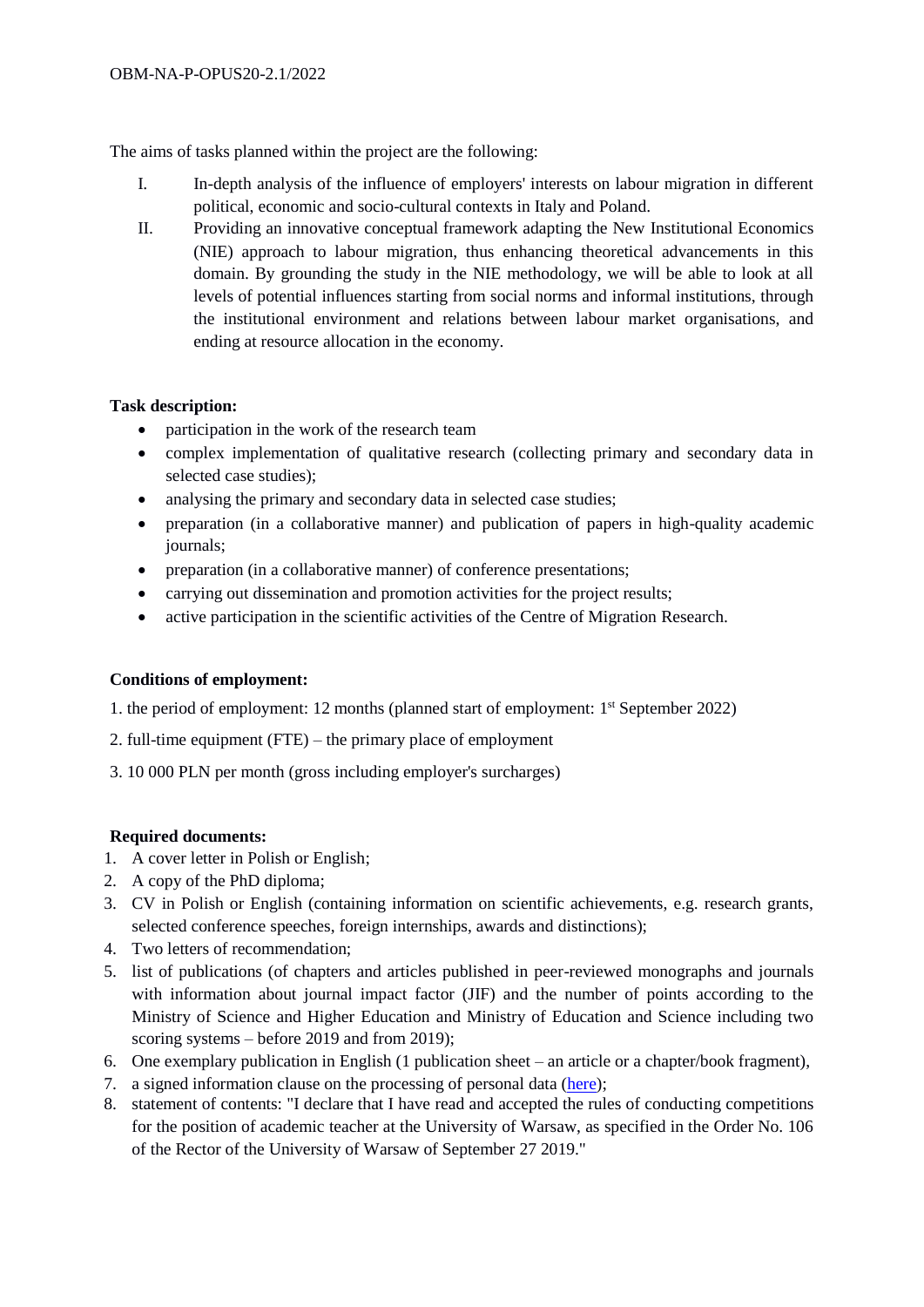The aims of tasks planned within the project are the following:

I. In-depth analysis of the influence of employers' interests on labour migration in different political, economic and socio-cultural contexts in Italy and Poland.

II. Providing an innovative conceptual framework adapting the New Institutional Economics (NIE) approach to labour migration, thus enhancing theoretical advancements in this domain. By grounding the study in the NIE methodology, we will be able to look at all levels of potential influences starting from social norms and informal institutions, through the institutional environment and relations between labour market organisations, and ending at resource allocation in the economy.

**Task description:**

- participation in the work of the research team
- complex implementation of qualitative research (collecting primary and secondary data in selected case studies);
- analysing the primary and secondary data in selected case studies;
- preparation (in a collaborative manner) and publication of papers in high-quality academic journals;
- preparation (in a collaborative manner) of conference presentations;
- carrying out dissemination and promotion activities for the project results;
- active participation in the scientific activities of the Centre of Migration Research.

**Conditions of employment:**

1. the period of employment: 12 months (planned start of employment: 1st September 2022)
2. full-time equipment (FTE) – the primary place of employment
3. 10 000 PLN per month (gross including employer's surcharges)

**Required documents:**

1. A cover letter in Polish or English;
2. A copy of the PhD diploma;
3. CV in Polish or English (containing information on scientific achievements, e.g. research grants, selected conference speeches, foreign internships, awards and distinctions);
4. Two letters of recommendation;
5. list of publications (of chapters and articles published in peer-reviewed monographs and journals with information about journal impact factor (JIF) and the number of points according to the Ministry of Science and Higher Education and Ministry of Education and Science including two scoring systems – before 2019 and from 2019);
6. One exemplary publication in English (1 publication sheet – an article or a chapter/book fragment),
7. a signed information clause on the processing of personal data (here);
8. statement of contents: "I declare that I have read and accepted the rules of conducting competitions for the position of academic teacher at the University of Warsaw, as specified in the Order No. 106 of the Rector of the University of Warsaw of September 27 2019."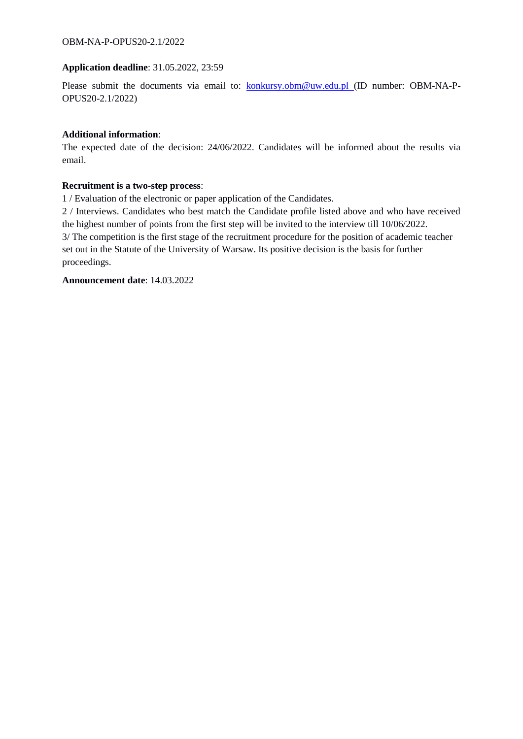OBM-NA-P-OPUS20-2.1/2022

**Application deadline**: 31.05.2022, 23:59

Please submit the documents via email to: konkursy.obm@uw.edu.pl (ID number: OBM-NA-P-OPUS20-2.1/2022)

**Additional information**:
The expected date of the decision: 24/06/2022. Candidates will be informed about the results via email.

**Recruitment is a two-step process**:
1 / Evaluation of the electronic or paper application of the Candidates.
2 / Interviews. Candidates who best match the Candidate profile listed above and who have received the highest number of points from the first step will be invited to the interview till 10/06/2022.
3/ The competition is the first stage of the recruitment procedure for the position of academic teacher set out in the Statute of the University of Warsaw. Its positive decision is the basis for further proceedings.

**Announcement date**: 14.03.2022